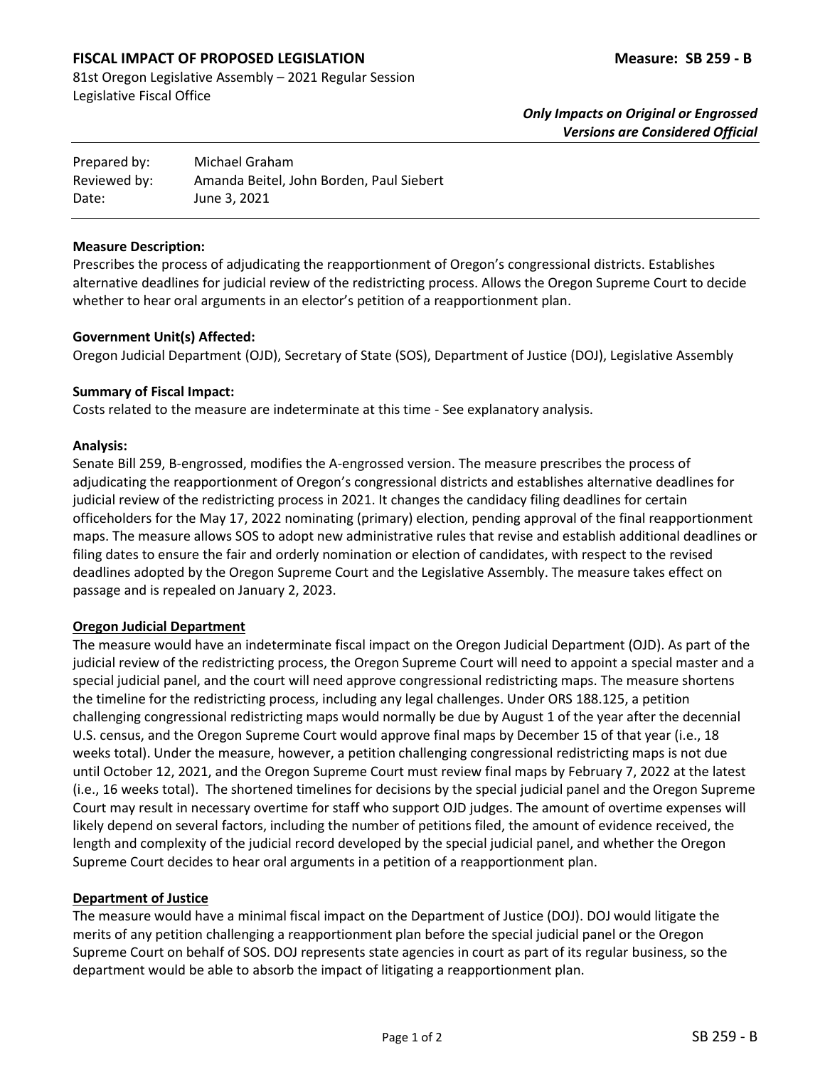**FISCAL IMPACT OF PROPOSED LEGISLATION** **Measure: SB 259 - B**

81st Oregon Legislative Assembly – 2021 Regular Session
Legislative Fiscal Office

***Only Impacts on Original or Engrossed Versions are Considered Official***

| | |
|---|---|
| Prepared by: | Michael Graham |
| Reviewed by: | Amanda Beitel, John Borden, Paul Siebert |
| Date: | June 3, 2021 |

**Measure Description:**
Prescribes the process of adjudicating the reapportionment of Oregon's congressional districts. Establishes alternative deadlines for judicial review of the redistricting process. Allows the Oregon Supreme Court to decide whether to hear oral arguments in an elector's petition of a reapportionment plan.

**Government Unit(s) Affected:**
Oregon Judicial Department (OJD), Secretary of State (SOS), Department of Justice (DOJ), Legislative Assembly

**Summary of Fiscal Impact:**
Costs related to the measure are indeterminate at this time - See explanatory analysis.

**Analysis:**
Senate Bill 259, B-engrossed, modifies the A-engrossed version. The measure prescribes the process of adjudicating the reapportionment of Oregon's congressional districts and establishes alternative deadlines for judicial review of the redistricting process in 2021. It changes the candidacy filing deadlines for certain officeholders for the May 17, 2022 nominating (primary) election, pending approval of the final reapportionment maps. The measure allows SOS to adopt new administrative rules that revise and establish additional deadlines or filing dates to ensure the fair and orderly nomination or election of candidates, with respect to the revised deadlines adopted by the Oregon Supreme Court and the Legislative Assembly. The measure takes effect on passage and is repealed on January 2, 2023.

**Oregon Judicial Department**
The measure would have an indeterminate fiscal impact on the Oregon Judicial Department (OJD). As part of the judicial review of the redistricting process, the Oregon Supreme Court will need to appoint a special master and a special judicial panel, and the court will need approve congressional redistricting maps. The measure shortens the timeline for the redistricting process, including any legal challenges. Under ORS 188.125, a petition challenging congressional redistricting maps would normally be due by August 1 of the year after the decennial U.S. census, and the Oregon Supreme Court would approve final maps by December 15 of that year (i.e., 18 weeks total). Under the measure, however, a petition challenging congressional redistricting maps is not due until October 12, 2021, and the Oregon Supreme Court must review final maps by February 7, 2022 at the latest (i.e., 16 weeks total). The shortened timelines for decisions by the special judicial panel and the Oregon Supreme Court may result in necessary overtime for staff who support OJD judges. The amount of overtime expenses will likely depend on several factors, including the number of petitions filed, the amount of evidence received, the length and complexity of the judicial record developed by the special judicial panel, and whether the Oregon Supreme Court decides to hear oral arguments in a petition of a reapportionment plan.

**Department of Justice**
The measure would have a minimal fiscal impact on the Department of Justice (DOJ). DOJ would litigate the merits of any petition challenging a reapportionment plan before the special judicial panel or the Oregon Supreme Court on behalf of SOS. DOJ represents state agencies in court as part of its regular business, so the department would be able to absorb the impact of litigating a reapportionment plan.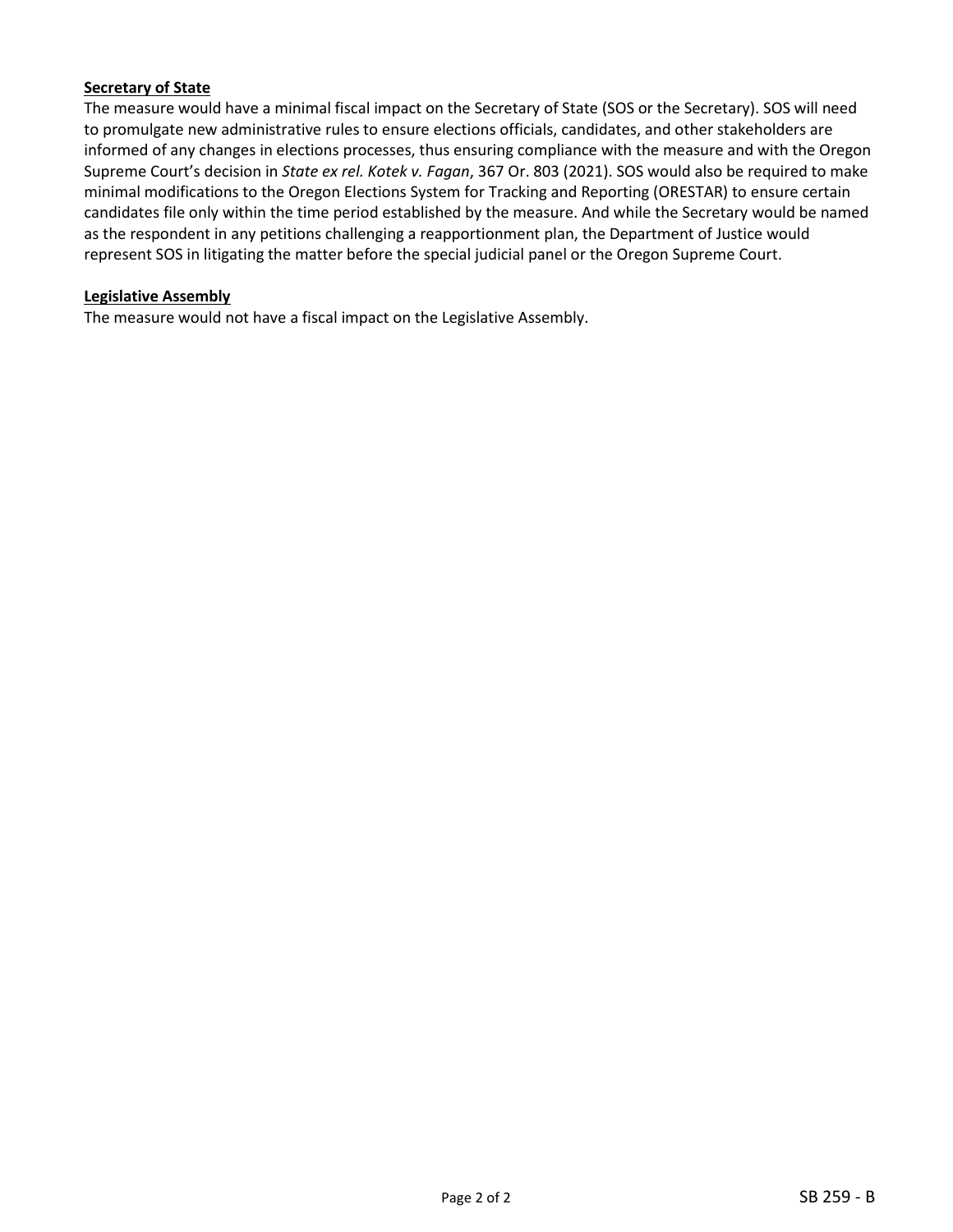**Secretary of State**

The measure would have a minimal fiscal impact on the Secretary of State (SOS or the Secretary). SOS will need to promulgate new administrative rules to ensure elections officials, candidates, and other stakeholders are informed of any changes in elections processes, thus ensuring compliance with the measure and with the Oregon Supreme Court's decision in *State ex rel. Kotek v. Fagan*, 367 Or. 803 (2021). SOS would also be required to make minimal modifications to the Oregon Elections System for Tracking and Reporting (ORESTAR) to ensure certain candidates file only within the time period established by the measure. And while the Secretary would be named as the respondent in any petitions challenging a reapportionment plan, the Department of Justice would represent SOS in litigating the matter before the special judicial panel or the Oregon Supreme Court.

**Legislative Assembly**

The measure would not have a fiscal impact on the Legislative Assembly.